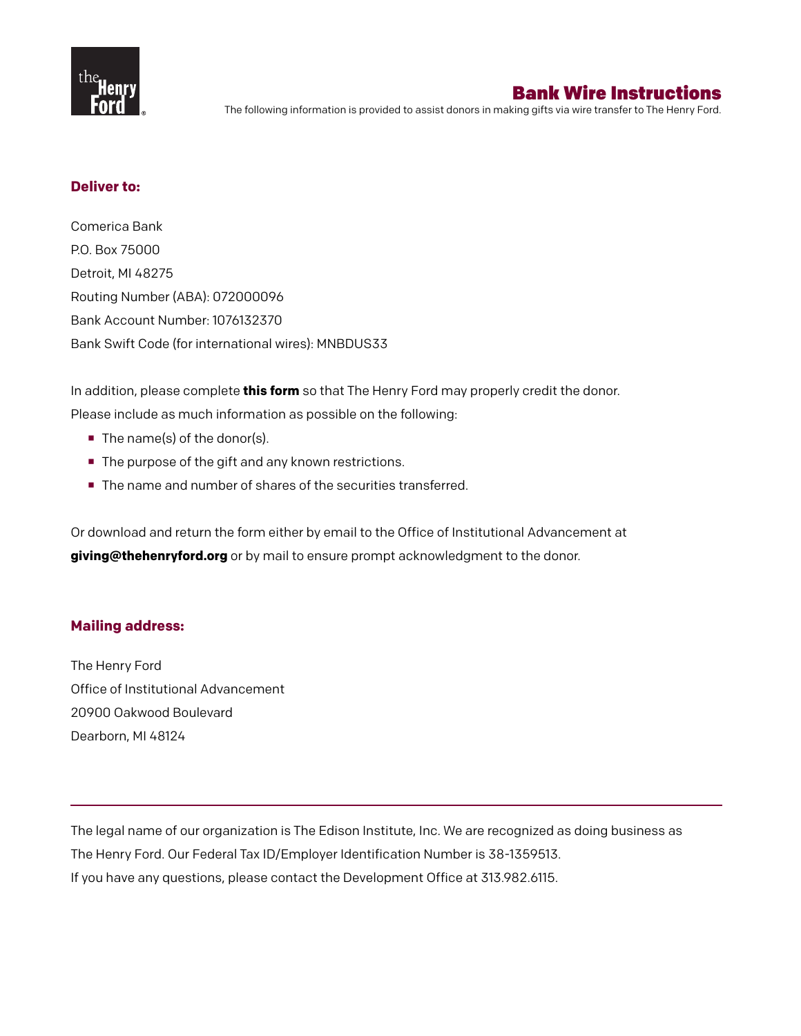# Bank Wire Instructions

The following information is provided to assist donors in making gifts via wire transfer to The Henry Ford.

## Deliver to:

Comerica Bank
P.O. Box 75000
Detroit, MI 48275
Routing Number (ABA): 072000096
Bank Account Number: 1076132370
Bank Swift Code (for international wires): MNBDUS33

In addition, please complete **this form** so that The Henry Ford may properly credit the donor.
Please include as much information as possible on the following:

- The name(s) of the donor(s).
- The purpose of the gift and any known restrictions.
- The name and number of shares of the securities transferred.

Or download and return the form either by email to the Office of Institutional Advancement at **giving@thehenryford.org** or by mail to ensure prompt acknowledgment to the donor.

## Mailing address:

The Henry Ford
Office of Institutional Advancement
20900 Oakwood Boulevard
Dearborn, MI 48124

---

The legal name of our organization is The Edison Institute, Inc. We are recognized as doing business as The Henry Ford. Our Federal Tax ID/Employer Identification Number is 38-1359513.
If you have any questions, please contact the Development Office at 313.982.6115.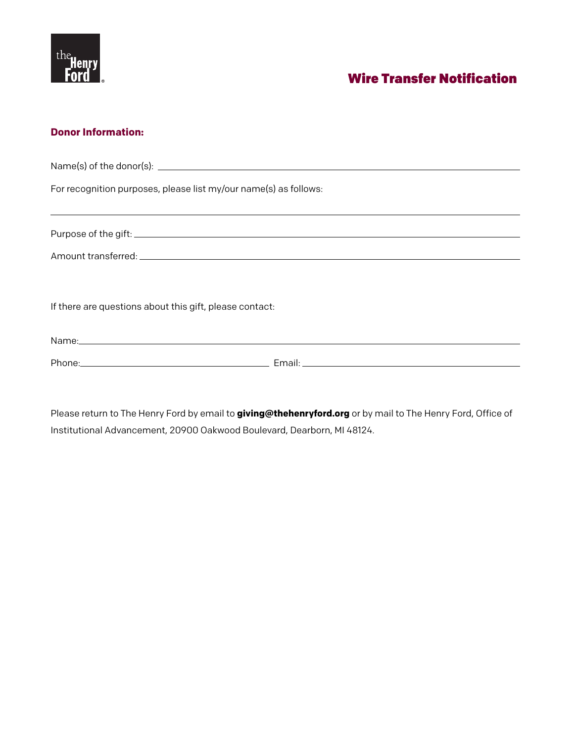# Wire Transfer Notification

## Donor Information:

Name(s) of the donor(s): \_\_\_\_\_\_\_\_\_\_\_\_\_\_\_\_\_\_\_\_\_\_\_\_\_\_\_\_\_\_\_\_\_\_\_\_\_\_\_\_

For recognition purposes, please list my/our name(s) as follows:

\_\_\_\_\_\_\_\_\_\_\_\_\_\_\_\_\_\_\_\_\_\_\_\_\_\_\_\_\_\_\_\_\_\_\_\_\_\_\_\_\_\_\_\_\_\_\_\_\_\_\_\_\_\_\_\_\_\_

Purpose of the gift: \_\_\_\_\_\_\_\_\_\_\_\_\_\_\_\_\_\_\_\_\_\_\_\_\_\_\_\_\_\_\_\_\_\_\_\_\_\_\_\_

Amount transferred: \_\_\_\_\_\_\_\_\_\_\_\_\_\_\_\_\_\_\_\_\_\_\_\_\_\_\_\_\_\_\_\_\_\_\_\_\_\_\_\_

If there are questions about this gift, please contact:

Name: \_\_\_\_\_\_\_\_\_\_\_\_\_\_\_\_\_\_\_\_\_\_\_\_\_\_\_\_\_\_\_\_\_\_\_\_\_\_\_\_

Phone: \_\_\_\_\_\_\_\_\_\_\_\_\_\_\_\_\_\_\_\_ Email: \_\_\_\_\_\_\_\_\_\_\_\_\_\_\_\_\_\_\_\_

Please return to The Henry Ford by email to **giving@thehenryford.org** or by mail to The Henry Ford, Office of Institutional Advancement, 20900 Oakwood Boulevard, Dearborn, MI 48124.